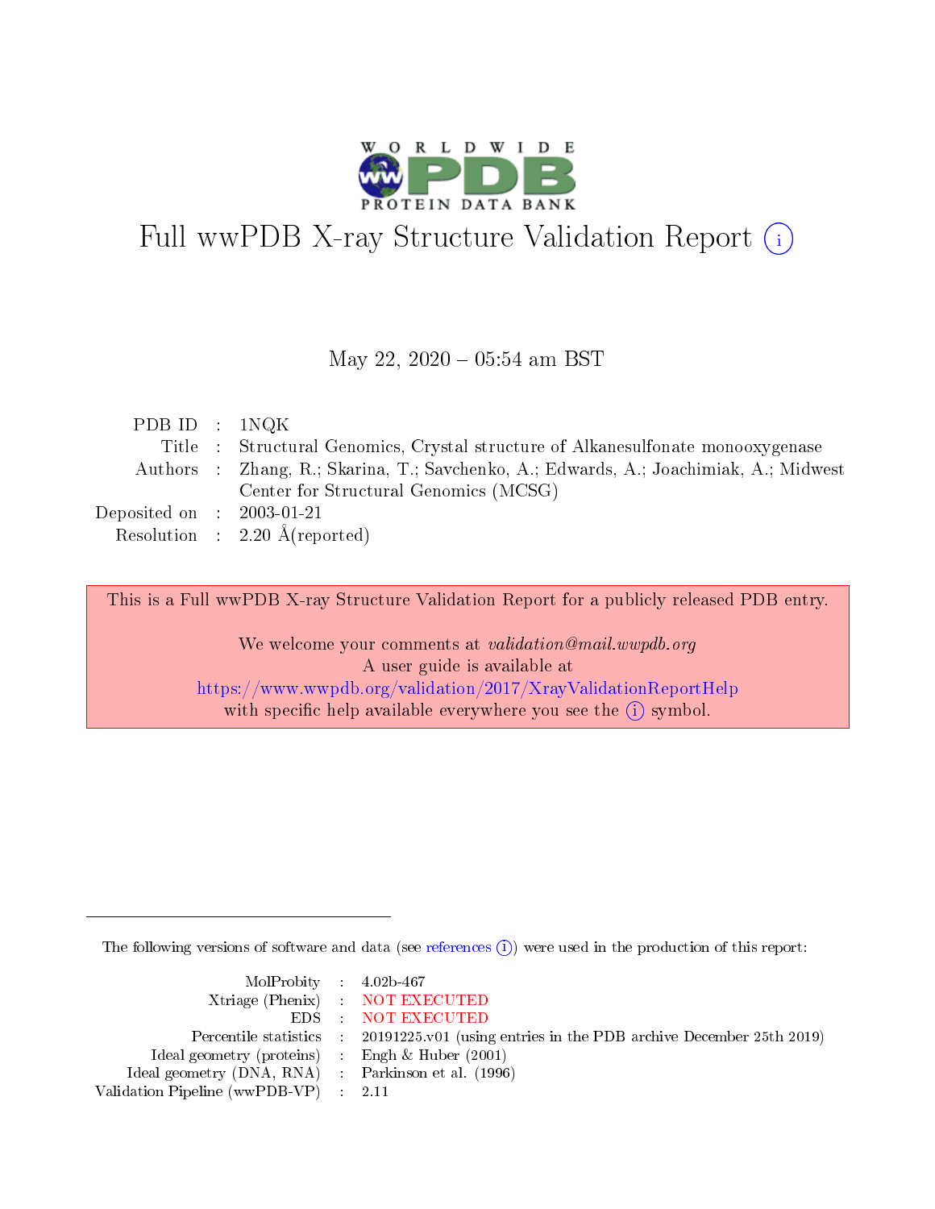# Full wwPDB X-ray Structure Validation Report

May 22, 2020 – 05:54 am BST

| | | |
|---|---|---|
| PDB ID | : | 1NQK |
| Title | : | Structural Genomics, Crystal structure of Alkanesulfonate monooxygenase |
| Authors | : | Zhang, R.; Skarina, T.; Savchenko, A.; Edwards, A.; Joachimiak, A.; Midwest Center for Structural Genomics (MCSG) |
| Deposited on | : | 2003-01-21 |
| Resolution | : | 2.20 Å(reported) |

This is a Full wwPDB X-ray Structure Validation Report for a publicly released PDB entry.

We welcome your comments at *validation@mail.wwpdb.org*
A user guide is available at
https://www.wwpdb.org/validation/2017/XrayValidationReportHelp
with specific help available everywhere you see the (i) symbol.

---

The following versions of software and data (see references (i)) were used in the production of this report:

| | | |
|---|---|---|
| MolProbity | : | 4.02b-467 |
| Xtriage (Phenix) | : | NOT EXECUTED |
| EDS | : | NOT EXECUTED |
| Percentile statistics | : | 20191225.v01 (using entries in the PDB archive December 25th 2019) |
| Ideal geometry (proteins) | : | Engh & Huber (2001) |
| Ideal geometry (DNA, RNA) | : | Parkinson et al. (1996) |
| Validation Pipeline (wwPDB-VP) | : | 2.11 |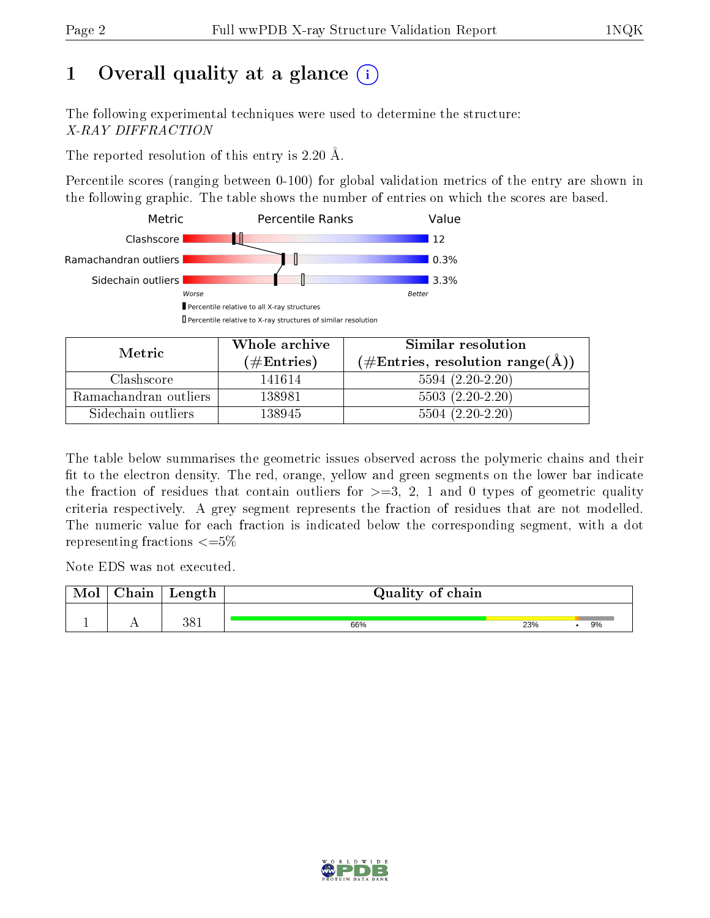# 1 Overall quality at a glance (i)

The following experimental techniques were used to determine the structure:
*X-RAY DIFFRACTION*

The reported resolution of this entry is 2.20 Å.

Percentile scores (ranging between 0-100) for global validation metrics of the entry are shown in the following graphic. The table shows the number of entries on which the scores are based.

| Metric | Percentile Ranks | Value |
|---|---|---|
| Clashscore | | 12 |
| Ramachandran outliers | | 0.3% |
| Sidechain outliers | | 3.3% |

Worse — Better

▮ Percentile relative to all X-ray structures
▯ Percentile relative to X-ray structures of similar resolution

| Metric | Whole archive (#Entries) | Similar resolution (#Entries, resolution range(Å)) |
|---|---|---|
| Clashscore | 141614 | 5594 (2.20-2.20) |
| Ramachandran outliers | 138981 | 5503 (2.20-2.20) |
| Sidechain outliers | 138945 | 5504 (2.20-2.20) |

The table below summarises the geometric issues observed across the polymeric chains and their fit to the electron density. The red, orange, yellow and green segments on the lower bar indicate the fraction of residues that contain outliers for >=3, 2, 1 and 0 types of geometric quality criteria respectively. A grey segment represents the fraction of residues that are not modelled. The numeric value for each fraction is indicated below the corresponding segment, with a dot representing fractions <=5%

Note EDS was not executed.

| Mol | Chain | Length | Quality of chain |
|---|---|---|---|
| 1 | A | 381 | 66% · 23% · • · 9% |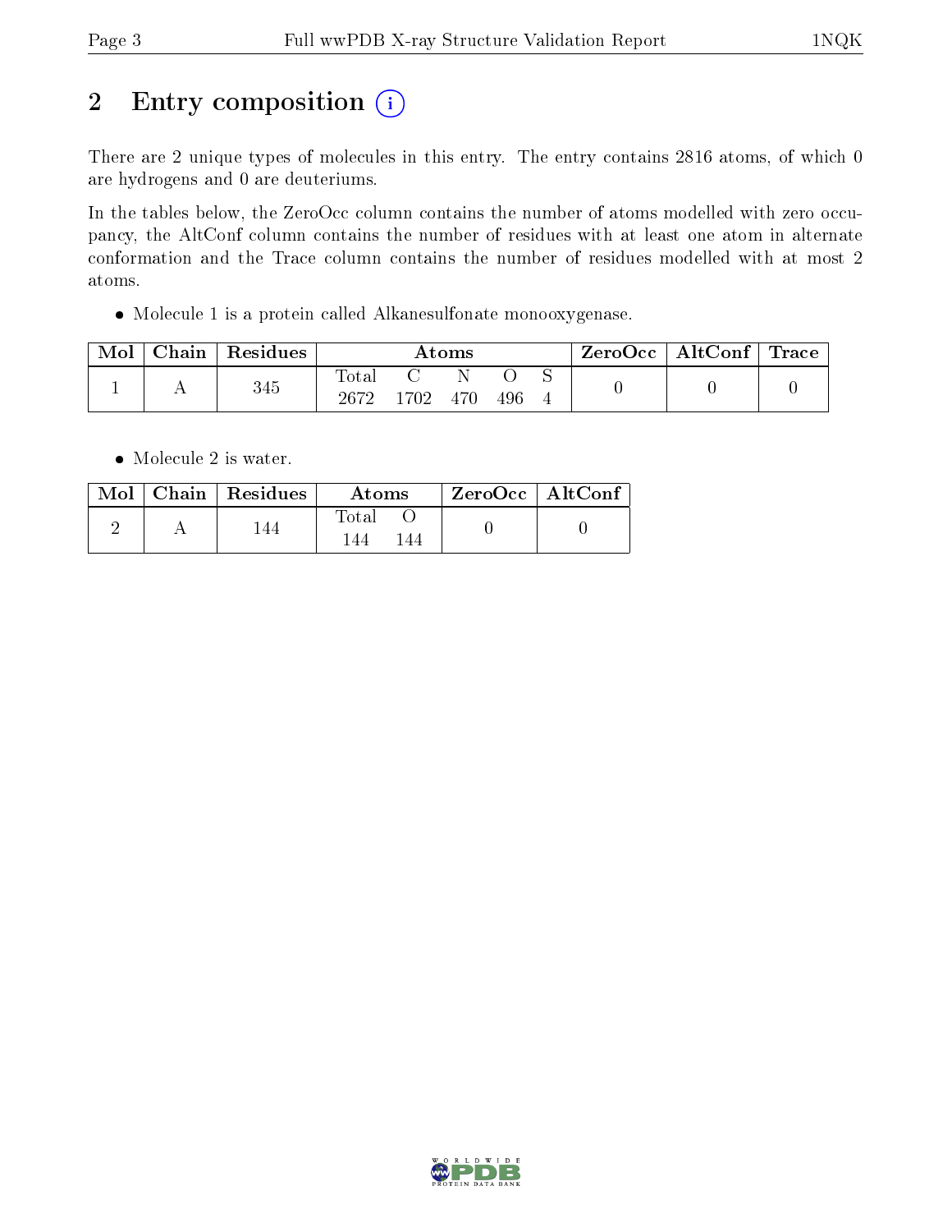## 2 Entry composition

There are 2 unique types of molecules in this entry. The entry contains 2816 atoms, of which 0 are hydrogens and 0 are deuteriums.

In the tables below, the ZeroOcc column contains the number of atoms modelled with zero occupancy, the AltConf column contains the number of residues with at least one atom in alternate conformation and the Trace column contains the number of residues modelled with at most 2 atoms.

- Molecule 1 is a protein called Alkanesulfonate monooxygenase.

| Mol | Chain | Residues | Atoms | | | | | ZeroOcc | AltConf | Trace |
|---|---|---|---|---|---|---|---|---|---|---|
| 1 | A | 345 | Total<br>2672 | C<br>1702 | N<br>470 | O<br>496 | S<br>4 | 0 | 0 | 0 |

- Molecule 2 is water.

| Mol | Chain | Residues | Atoms | | ZeroOcc | AltConf |
|---|---|---|---|---|---|---|
| 2 | A | 144 | Total<br>144 | O<br>144 | 0 | 0 |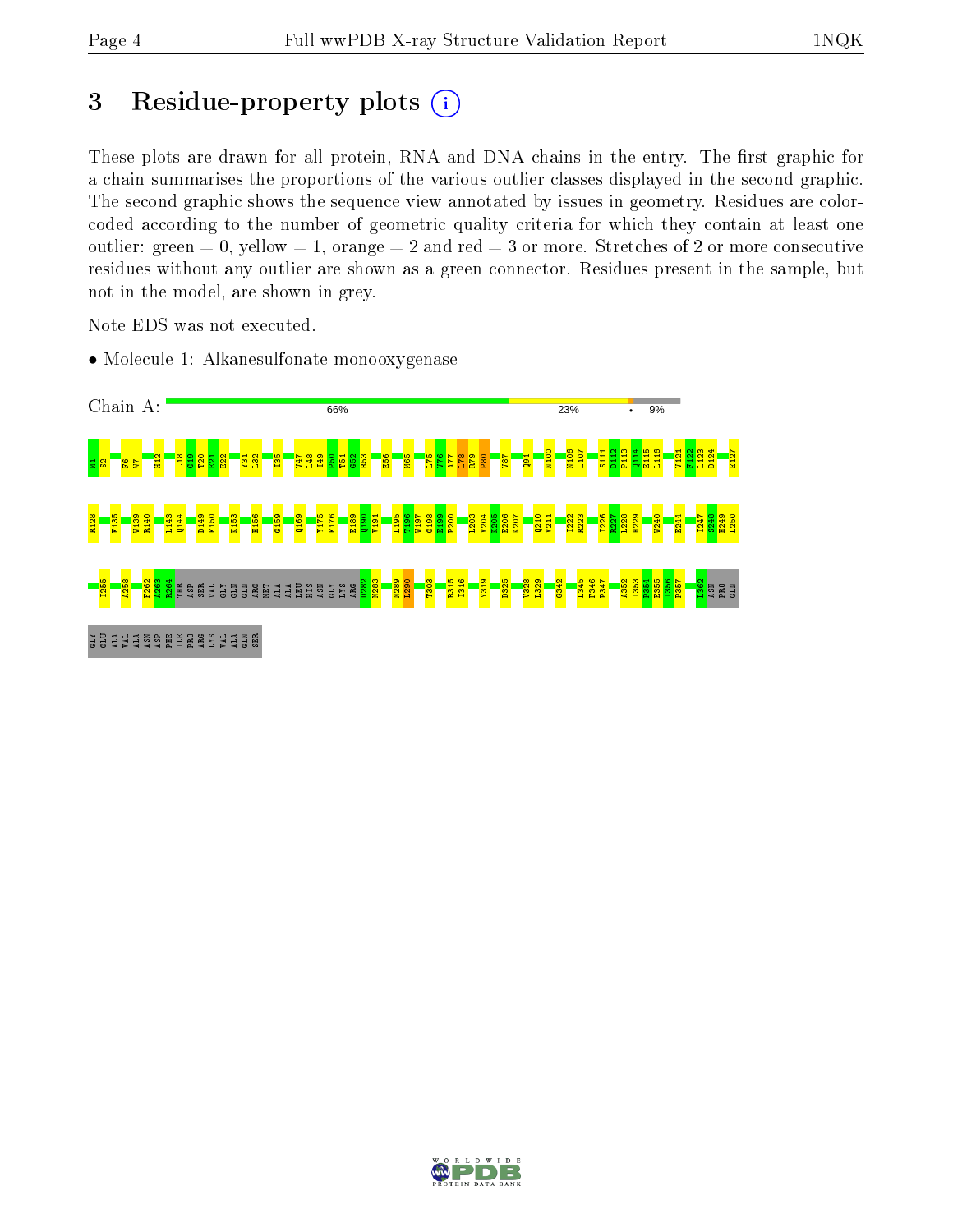# 3 Residue-property plots

These plots are drawn for all protein, RNA and DNA chains in the entry. The first graphic for a chain summarises the proportions of the various outlier classes displayed in the second graphic. The second graphic shows the sequence view annotated by issues in geometry. Residues are color-coded according to the number of geometric quality criteria for which they contain at least one outlier: green = 0, yellow = 1, orange = 2 and red = 3 or more. Stretches of 2 or more consecutive residues without any outlier are shown as a green connector. Residues present in the sample, but not in the model, are shown in grey.

Note EDS was not executed.

- Molecule 1: Alkanesulfonate monooxygenase

Chain A: 66% 23% • 9%

M1 S2 F6 W7 H12 L18 G19 T20 E21 E22 Y31 L32 I35 V47 L48 I49 P50 T51 G52 R53 E56 M65 L75 V76 A77 I78 R79 P80 V87 Q91 N100 N106 L107 S111 D112 P113 Q114 E115 L116 V121 F122 L123 D124 E127

R128 F135 W139 R140 L143 Q144 D149 F150 K153 H156 G159 Q169 Y175 F176 E189 Q190 V191 L195 T196 W197 G198 E199 P200 L203 V204 K205 E206 K207 Q210 V211 I222 R223 I226 R227 L228 H229 W240 E244 I247 S248 H249 L250

I255 A258 F262 A263 R264 THR ASP SER VAL GLY GLN GLN ARG MET ALA ALA LEU HIS ASN GLY LYS ARG D282 N283 N289 L290 T303 R315 I316 Y319 D325 V328 L329 G342 L345 F346 P347 A352 I353 F354 E355 I356 F357 L362 ASN PRO GLN

GLY GLU ALA VAL ALA ASN ASP PHE ILE PRO ARG LYS VAL ALA GLN SER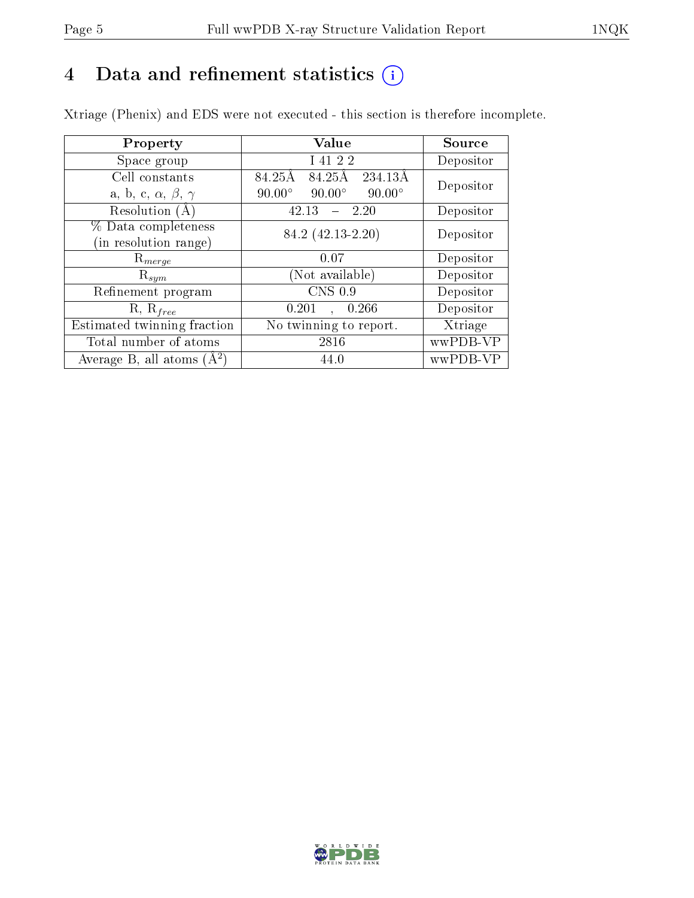# 4 Data and refinement statistics

Xtriage (Phenix) and EDS were not executed - this section is therefore incomplete.

| Property | Value | Source |
|---|---|---|
| Space group | I 41 2 2 | Depositor |
| Cell constants<br>a, b, c, $\alpha$, $\beta$, $\gamma$ | 84.25Å 84.25Å 234.13Å<br>90.00° 90.00° 90.00° | Depositor |
| Resolution (Å) | 42.13 – 2.20 | Depositor |
| % Data completeness<br>(in resolution range) | 84.2 (42.13-2.20) | Depositor |
| $R_{merge}$ | 0.07 | Depositor |
| $R_{sym}$ | (Not available) | Depositor |
| Refinement program | CNS 0.9 | Depositor |
| R, $R_{free}$ | 0.201 , 0.266 | Depositor |
| Estimated twinning fraction | No twinning to report. | Xtriage |
| Total number of atoms | 2816 | wwPDB-VP |
| Average B, all atoms (Å$^2$) | 44.0 | wwPDB-VP |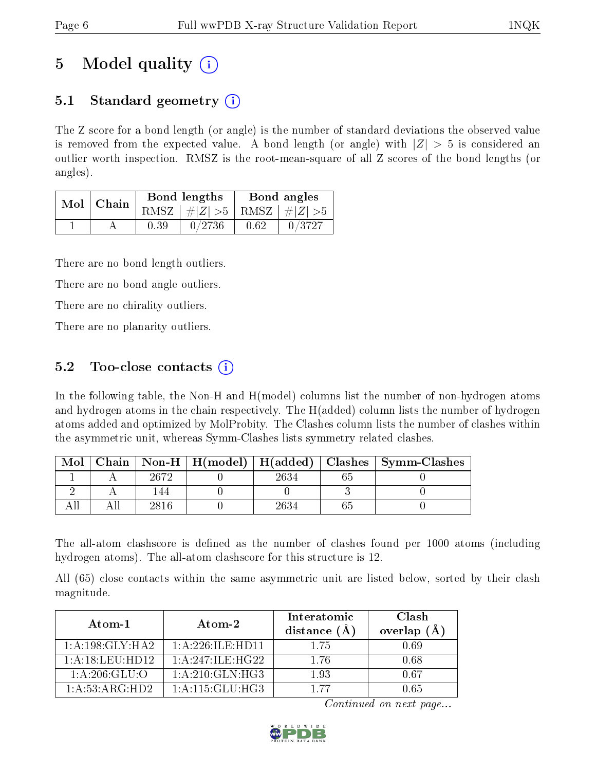# 5 Model quality

## 5.1 Standard geometry

The Z score for a bond length (or angle) is the number of standard deviations the observed value is removed from the expected value. A bond length (or angle) with $|Z| > 5$ is considered an outlier worth inspection. RMSZ is the root-mean-square of all Z scores of the bond lengths (or angles).

| Mol | Chain | Bond lengths | | Bond angles | |
|---|---|---|---|---|---|
| | | RMSZ | #\|Z\| >5 | RMSZ | #\|Z\| >5 |
| 1 | A | 0.39 | 0/2736 | 0.62 | 0/3727 |

There are no bond length outliers.

There are no bond angle outliers.

There are no chirality outliers.

There are no planarity outliers.

## 5.2 Too-close contacts

In the following table, the Non-H and H(model) columns list the number of non-hydrogen atoms and hydrogen atoms in the chain respectively. The H(added) column lists the number of hydrogen atoms added and optimized by MolProbity. The Clashes column lists the number of clashes within the asymmetric unit, whereas Symm-Clashes lists symmetry related clashes.

| Mol | Chain | Non-H | H(model) | H(added) | Clashes | Symm-Clashes |
|---|---|---|---|---|---|---|
| 1 | A | 2672 | 0 | 2634 | 65 | 0 |
| 2 | A | 144 | 0 | 0 | 3 | 0 |
| All | All | 2816 | 0 | 2634 | 65 | 0 |

The all-atom clashscore is defined as the number of clashes found per 1000 atoms (including hydrogen atoms). The all-atom clashscore for this structure is 12.

All (65) close contacts within the same asymmetric unit are listed below, sorted by their clash magnitude.

| Atom-1 | Atom-2 | Interatomic distance (Å) | Clash overlap (Å) |
|---|---|---|---|
| 1:A:198:GLY:HA2 | 1:A:226:ILE:HD11 | 1.75 | 0.69 |
| 1:A:18:LEU:HD12 | 1:A:247:ILE:HG22 | 1.76 | 0.68 |
| 1:A:206:GLU:O | 1:A:210:GLN:HG3 | 1.93 | 0.67 |
| 1:A:53:ARG:HD2 | 1:A:115:GLU:HG3 | 1.77 | 0.65 |

*Continued on next page...*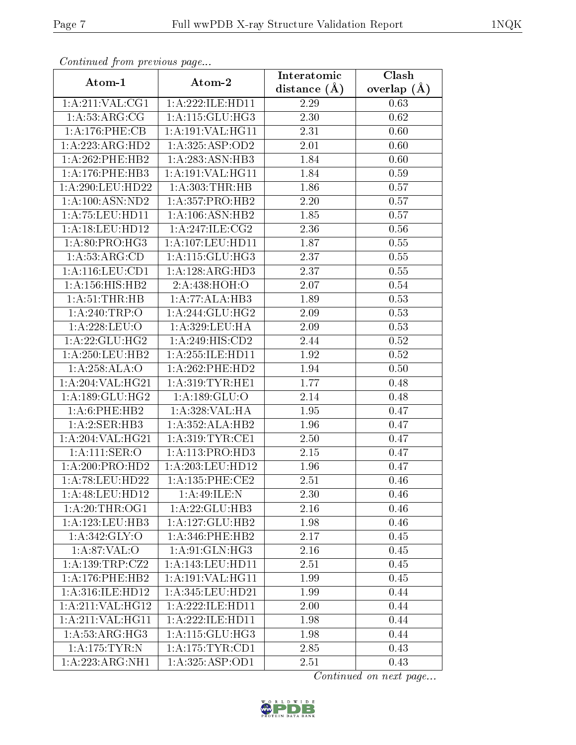*Continued from previous page...*

| Atom-1 | Atom-2 | Interatomic distance (Å) | Clash overlap (Å) |
| --- | --- | --- | --- |
| 1:A:211:VAL:CG1 | 1:A:222:ILE:HD11 | 2.29 | 0.63 |
| 1:A:53:ARG:CG | 1:A:115:GLU:HG3 | 2.30 | 0.62 |
| 1:A:176:PHE:CB | 1:A:191:VAL:HG11 | 2.31 | 0.60 |
| 1:A:223:ARG:HD2 | 1:A:325:ASP:OD2 | 2.01 | 0.60 |
| 1:A:262:PHE:HB2 | 1:A:283:ASN:HB3 | 1.84 | 0.60 |
| 1:A:176:PHE:HB3 | 1:A:191:VAL:HG11 | 1.84 | 0.59 |
| 1:A:290:LEU:HD22 | 1:A:303:THR:HB | 1.86 | 0.57 |
| 1:A:100:ASN:ND2 | 1:A:357:PRO:HB2 | 2.20 | 0.57 |
| 1:A:75:LEU:HD11 | 1:A:106:ASN:HB2 | 1.85 | 0.57 |
| 1:A:18:LEU:HD12 | 1:A:247:ILE:CG2 | 2.36 | 0.56 |
| 1:A:80:PRO:HG3 | 1:A:107:LEU:HD11 | 1.87 | 0.55 |
| 1:A:53:ARG:CD | 1:A:115:GLU:HG3 | 2.37 | 0.55 |
| 1:A:116:LEU:CD1 | 1:A:128:ARG:HD3 | 2.37 | 0.55 |
| 1:A:156:HIS:HB2 | 2:A:438:HOH:O | 2.07 | 0.54 |
| 1:A:51:THR:HB | 1:A:77:ALA:HB3 | 1.89 | 0.53 |
| 1:A:240:TRP:O | 1:A:244:GLU:HG2 | 2.09 | 0.53 |
| 1:A:228:LEU:O | 1:A:329:LEU:HA | 2.09 | 0.53 |
| 1:A:22:GLU:HG2 | 1:A:249:HIS:CD2 | 2.44 | 0.52 |
| 1:A:250:LEU:HB2 | 1:A:255:ILE:HD11 | 1.92 | 0.52 |
| 1:A:258:ALA:O | 1:A:262:PHE:HD2 | 1.94 | 0.50 |
| 1:A:204:VAL:HG21 | 1:A:319:TYR:HE1 | 1.77 | 0.48 |
| 1:A:189:GLU:HG2 | 1:A:189:GLU:O | 2.14 | 0.48 |
| 1:A:6:PHE:HB2 | 1:A:328:VAL:HA | 1.95 | 0.47 |
| 1:A:2:SER:HB3 | 1:A:352:ALA:HB2 | 1.96 | 0.47 |
| 1:A:204:VAL:HG21 | 1:A:319:TYR:CE1 | 2.50 | 0.47 |
| 1:A:111:SER:O | 1:A:113:PRO:HD3 | 2.15 | 0.47 |
| 1:A:200:PRO:HD2 | 1:A:203:LEU:HD12 | 1.96 | 0.47 |
| 1:A:78:LEU:HD22 | 1:A:135:PHE:CE2 | 2.51 | 0.46 |
| 1:A:48:LEU:HD12 | 1:A:49:ILE:N | 2.30 | 0.46 |
| 1:A:20:THR:OG1 | 1:A:22:GLU:HB3 | 2.16 | 0.46 |
| 1:A:123:LEU:HB3 | 1:A:127:GLU:HB2 | 1.98 | 0.46 |
| 1:A:342:GLY:O | 1:A:346:PHE:HB2 | 2.17 | 0.45 |
| 1:A:87:VAL:O | 1:A:91:GLN:HG3 | 2.16 | 0.45 |
| 1:A:139:TRP:CZ2 | 1:A:143:LEU:HD11 | 2.51 | 0.45 |
| 1:A:176:PHE:HB2 | 1:A:191:VAL:HG11 | 1.99 | 0.45 |
| 1:A:316:ILE:HD12 | 1:A:345:LEU:HD21 | 1.99 | 0.44 |
| 1:A:211:VAL:HG12 | 1:A:222:ILE:HD11 | 2.00 | 0.44 |
| 1:A:211:VAL:HG11 | 1:A:222:ILE:HD11 | 1.98 | 0.44 |
| 1:A:53:ARG:HG3 | 1:A:115:GLU:HG3 | 1.98 | 0.44 |
| 1:A:175:TYR:N | 1:A:175:TYR:CD1 | 2.85 | 0.43 |
| 1:A:223:ARG:NH1 | 1:A:325:ASP:OD1 | 2.51 | 0.43 |

*Continued on next page...*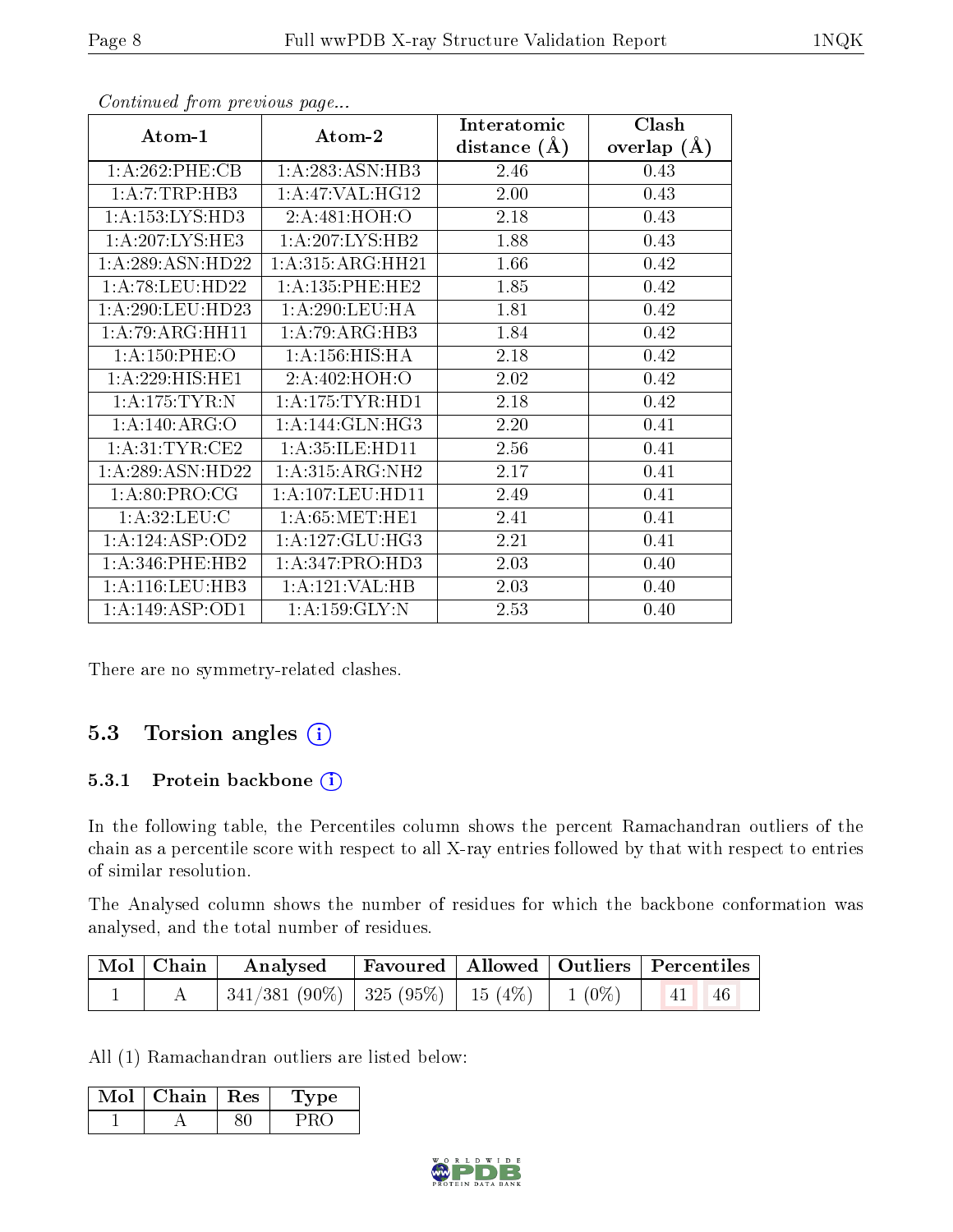*Continued from previous page...*

| Atom-1 | Atom-2 | Interatomic distance (Å) | Clash overlap (Å) |
|---|---|---|---|
| 1:A:262:PHE:CB | 1:A:283:ASN:HB3 | 2.46 | 0.43 |
| 1:A:7:TRP:HB3 | 1:A:47:VAL:HG12 | 2.00 | 0.43 |
| 1:A:153:LYS:HD3 | 2:A:481:HOH:O | 2.18 | 0.43 |
| 1:A:207:LYS:HE3 | 1:A:207:LYS:HB2 | 1.88 | 0.43 |
| 1:A:289:ASN:HD22 | 1:A:315:ARG:HH21 | 1.66 | 0.42 |
| 1:A:78:LEU:HD22 | 1:A:135:PHE:HE2 | 1.85 | 0.42 |
| 1:A:290:LEU:HD23 | 1:A:290:LEU:HA | 1.81 | 0.42 |
| 1:A:79:ARG:HH11 | 1:A:79:ARG:HB3 | 1.84 | 0.42 |
| 1:A:150:PHE:O | 1:A:156:HIS:HA | 2.18 | 0.42 |
| 1:A:229:HIS:HE1 | 2:A:402:HOH:O | 2.02 | 0.42 |
| 1:A:175:TYR:N | 1:A:175:TYR:HD1 | 2.18 | 0.42 |
| 1:A:140:ARG:O | 1:A:144:GLN:HG3 | 2.20 | 0.41 |
| 1:A:31:TYR:CE2 | 1:A:35:ILE:HD11 | 2.56 | 0.41 |
| 1:A:289:ASN:HD22 | 1:A:315:ARG:NH2 | 2.17 | 0.41 |
| 1:A:80:PRO:CG | 1:A:107:LEU:HD11 | 2.49 | 0.41 |
| 1:A:32:LEU:C | 1:A:65:MET:HE1 | 2.41 | 0.41 |
| 1:A:124:ASP:OD2 | 1:A:127:GLU:HG3 | 2.21 | 0.41 |
| 1:A:346:PHE:HB2 | 1:A:347:PRO:HD3 | 2.03 | 0.40 |
| 1:A:116:LEU:HB3 | 1:A:121:VAL:HB | 2.03 | 0.40 |
| 1:A:149:ASP:OD1 | 1:A:159:GLY:N | 2.53 | 0.40 |

There are no symmetry-related clashes.

## 5.3 Torsion angles

### 5.3.1 Protein backbone

In the following table, the Percentiles column shows the percent Ramachandran outliers of the chain as a percentile score with respect to all X-ray entries followed by that with respect to entries of similar resolution.

The Analysed column shows the number of residues for which the backbone conformation was analysed, and the total number of residues.

| Mol | Chain | Analysed | Favoured | Allowed | Outliers | Percentiles | |
|---|---|---|---|---|---|---|---|
| 1 | A | 341/381 (90%) | 325 (95%) | 15 (4%) | 1 (0%) | 41 | 46 |

All (1) Ramachandran outliers are listed below:

| Mol | Chain | Res | Type |
|---|---|---|---|
| 1 | A | 80 | PRO |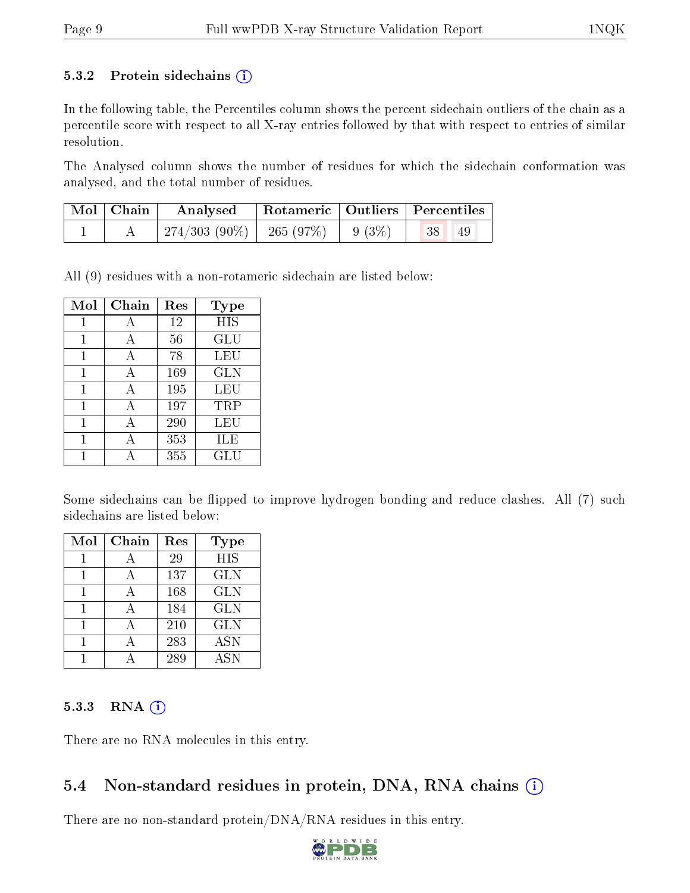### 5.3.2 Protein sidechains

In the following table, the Percentiles column shows the percent sidechain outliers of the chain as a percentile score with respect to all X-ray entries followed by that with respect to entries of similar resolution.

The Analysed column shows the number of residues for which the sidechain conformation was analysed, and the total number of residues.

| Mol | Chain | Analysed | Rotameric | Outliers | Percentiles | |
|---|---|---|---|---|---|---|
| 1 | A | 274/303 (90%) | 265 (97%) | 9 (3%) | 38 | 49 |

All (9) residues with a non-rotameric sidechain are listed below:

| Mol | Chain | Res | Type |
|---|---|---|---|
| 1 | A | 12 | HIS |
| 1 | A | 56 | GLU |
| 1 | A | 78 | LEU |
| 1 | A | 169 | GLN |
| 1 | A | 195 | LEU |
| 1 | A | 197 | TRP |
| 1 | A | 290 | LEU |
| 1 | A | 353 | ILE |
| 1 | A | 355 | GLU |

Some sidechains can be flipped to improve hydrogen bonding and reduce clashes. All (7) such sidechains are listed below:

| Mol | Chain | Res | Type |
|---|---|---|---|
| 1 | A | 29 | HIS |
| 1 | A | 137 | GLN |
| 1 | A | 168 | GLN |
| 1 | A | 184 | GLN |
| 1 | A | 210 | GLN |
| 1 | A | 283 | ASN |
| 1 | A | 289 | ASN |

### 5.3.3 RNA

There are no RNA molecules in this entry.

## 5.4 Non-standard residues in protein, DNA, RNA chains

There are no non-standard protein/DNA/RNA residues in this entry.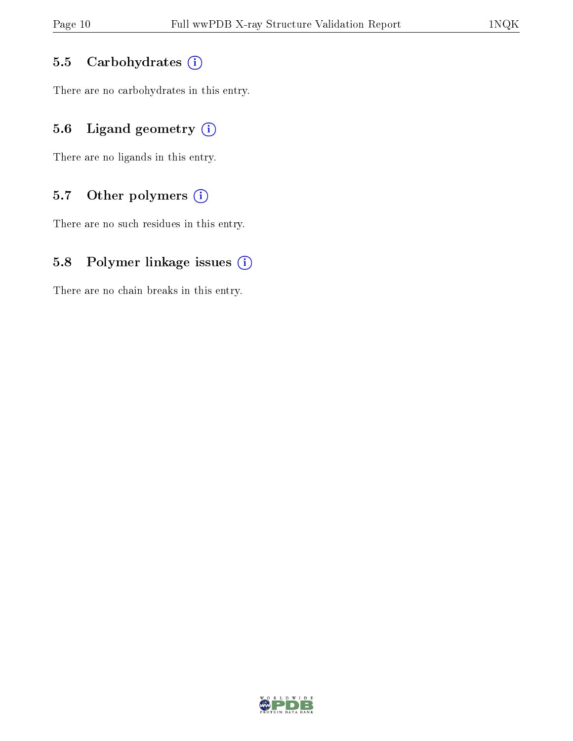### 5.5 Carbohydrates

There are no carbohydrates in this entry.

### 5.6 Ligand geometry

There are no ligands in this entry.

### 5.7 Other polymers

There are no such residues in this entry.

### 5.8 Polymer linkage issues

There are no chain breaks in this entry.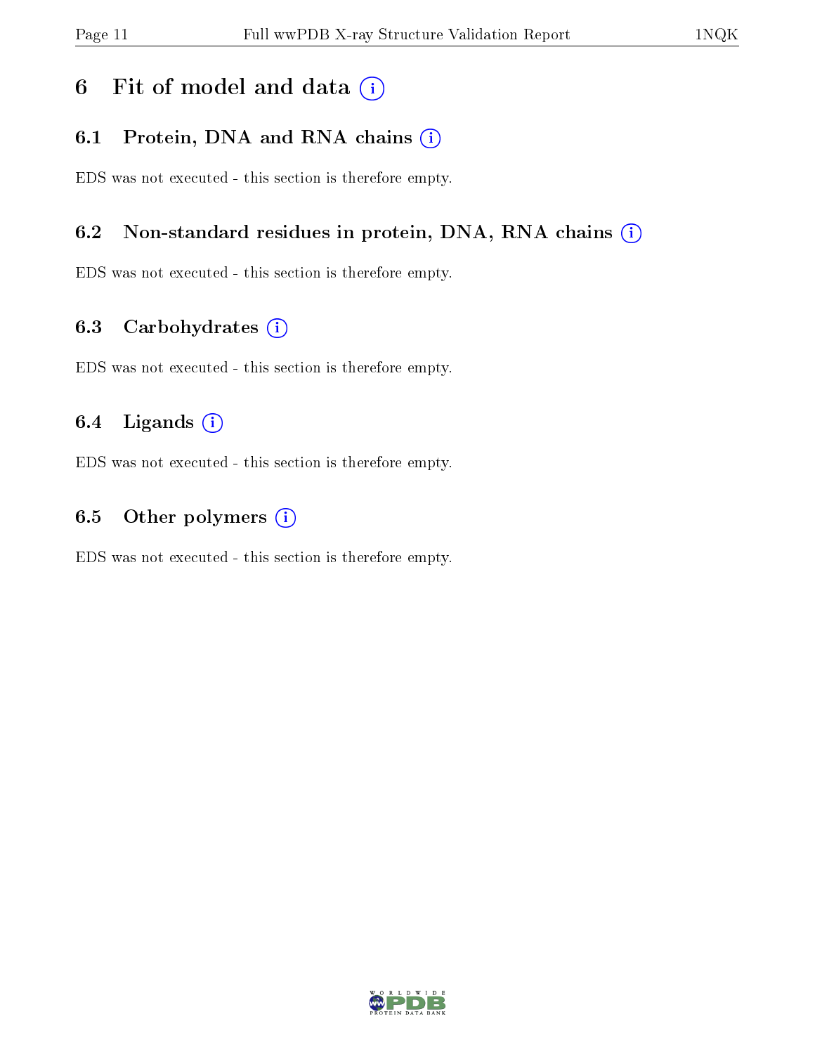# 6 Fit of model and data

## 6.1 Protein, DNA and RNA chains

EDS was not executed - this section is therefore empty.

## 6.2 Non-standard residues in protein, DNA, RNA chains

EDS was not executed - this section is therefore empty.

## 6.3 Carbohydrates

EDS was not executed - this section is therefore empty.

## 6.4 Ligands

EDS was not executed - this section is therefore empty.

## 6.5 Other polymers

EDS was not executed - this section is therefore empty.